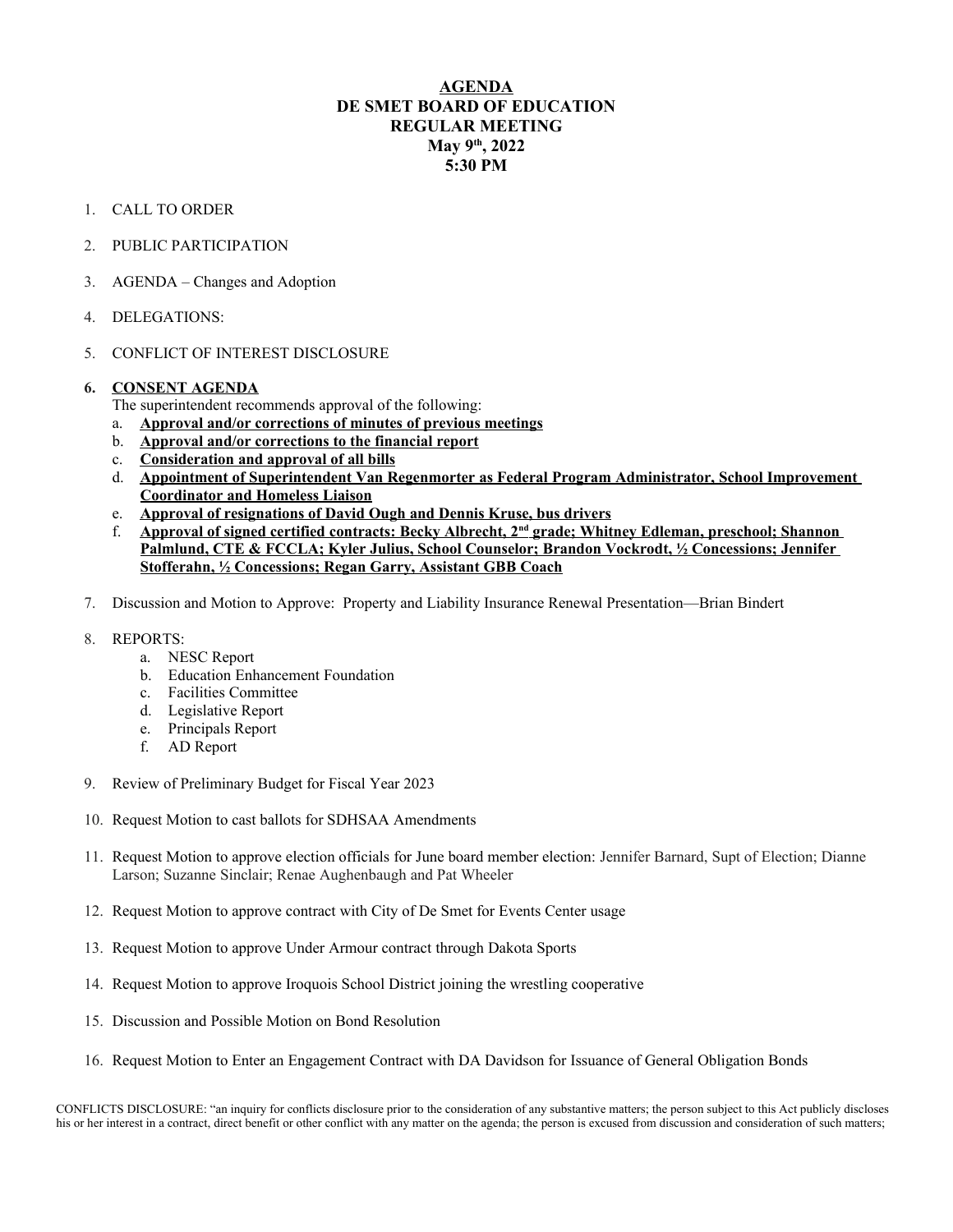# AGENDA
## DE SMET BOARD OF EDUCATION
## REGULAR MEETING
## May 9th, 2022
## 5:30 PM

1. CALL TO ORDER

2. PUBLIC PARTICIPATION

3. AGENDA – Changes and Adoption

4. DELEGATIONS:

5. CONFLICT OF INTEREST DISCLOSURE

6. **CONSENT AGENDA**

   The superintendent recommends approval of the following:

   a. **Approval and/or corrections of minutes of previous meetings**
   b. **Approval and/or corrections to the financial report**
   c. **Consideration and approval of all bills**
   d. **Appointment of Superintendent Van Regenmorter as Federal Program Administrator, School Improvement Coordinator and Homeless Liaison**
   e. **Approval of resignations of David Ough and Dennis Kruse, bus drivers**
   f. **Approval of signed certified contracts: Becky Albrecht, 2nd grade; Whitney Edleman, preschool; Shannon Palmlund, CTE & FCCLA; Kyler Julius, School Counselor; Brandon Vockrodt, ½ Concessions; Jennifer Stofferahn, ½ Concessions; Regan Garry, Assistant GBB Coach**

7. Discussion and Motion to Approve: Property and Liability Insurance Renewal Presentation—Brian Bindert

8. REPORTS:

   a. NESC Report
   b. Education Enhancement Foundation
   c. Facilities Committee
   d. Legislative Report
   e. Principals Report
   f. AD Report

9. Review of Preliminary Budget for Fiscal Year 2023

10. Request Motion to cast ballots for SDHSAA Amendments

11. Request Motion to approve election officials for June board member election: Jennifer Barnard, Supt of Election; Dianne Larson; Suzanne Sinclair; Renae Aughenbaugh and Pat Wheeler

12. Request Motion to approve contract with City of De Smet for Events Center usage

13. Request Motion to approve Under Armour contract through Dakota Sports

14. Request Motion to approve Iroquois School District joining the wrestling cooperative

15. Discussion and Possible Motion on Bond Resolution

16. Request Motion to Enter an Engagement Contract with DA Davidson for Issuance of General Obligation Bonds

CONFLICTS DISCLOSURE: "an inquiry for conflicts disclosure prior to the consideration of any substantive matters; the person subject to this Act publicly discloses his or her interest in a contract, direct benefit or other conflict with any matter on the agenda; the person is excused from discussion and consideration of such matters;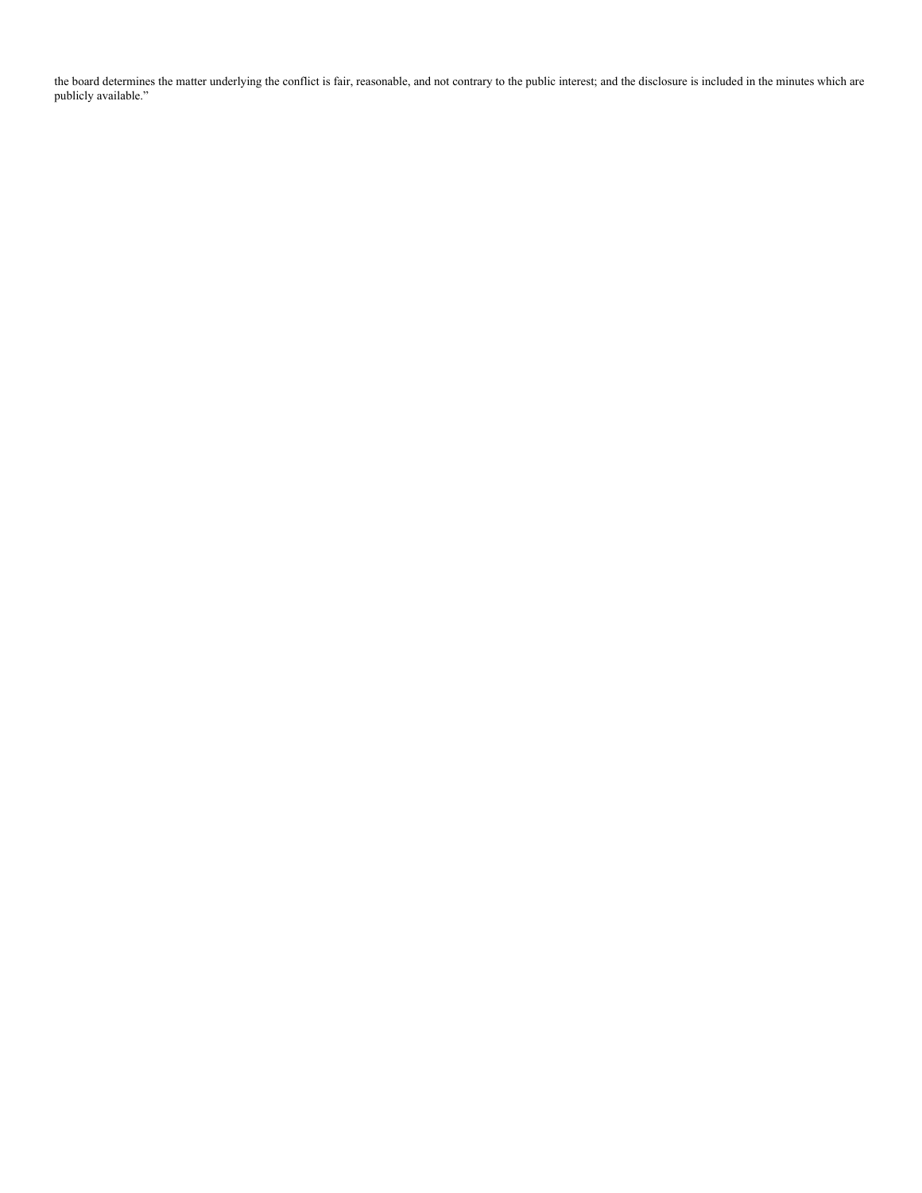the board determines the matter underlying the conflict is fair, reasonable, and not contrary to the public interest; and the disclosure is included in the minutes which are publicly available."